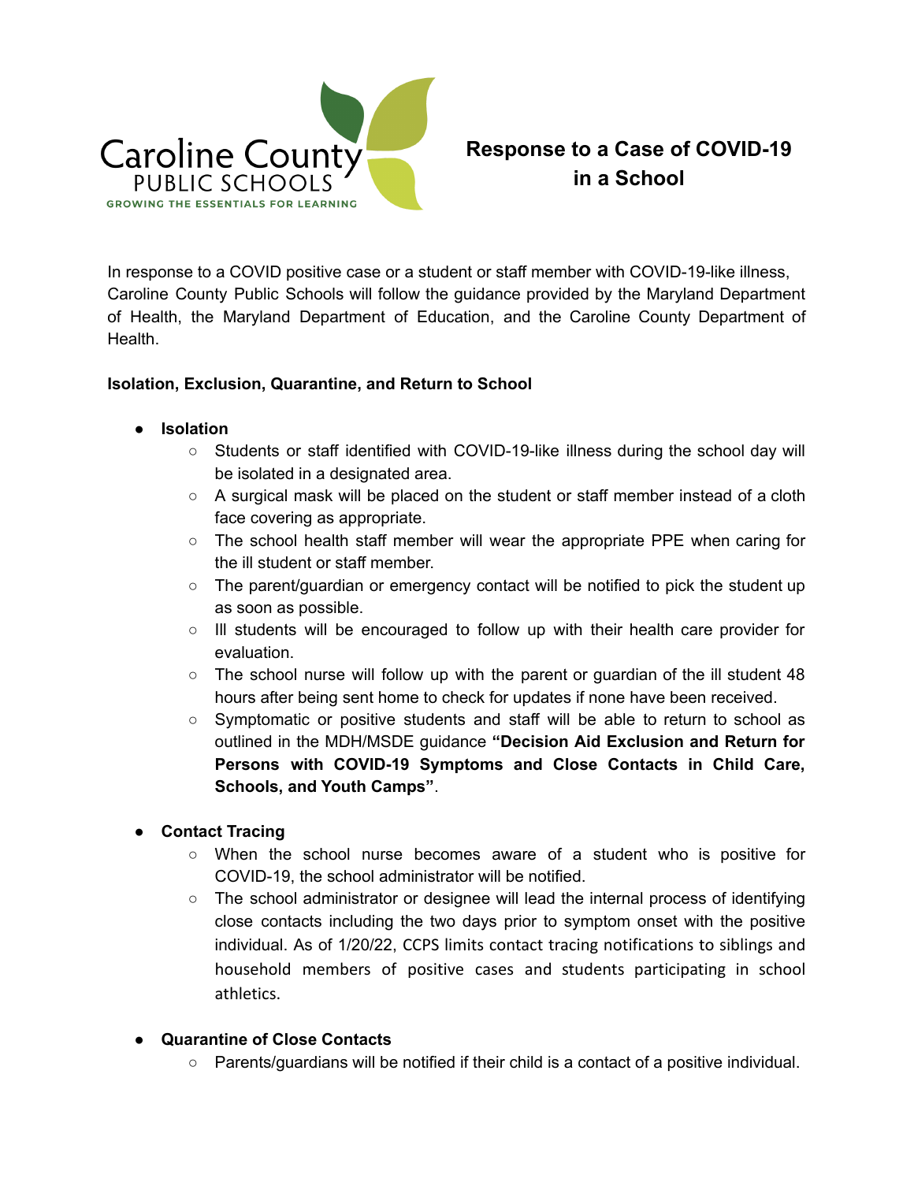Caroline County
PUBLIC SCHOOLS
GROWING THE ESSENTIALS FOR LEARNING

# Response to a Case of COVID-19 in a School

In response to a COVID positive case or a student or staff member with COVID-19-like illness, Caroline County Public Schools will follow the guidance provided by the Maryland Department of Health, the Maryland Department of Education, and the Caroline County Department of Health.

**Isolation, Exclusion, Quarantine, and Return to School**

- **Isolation**
  - Students or staff identified with COVID-19-like illness during the school day will be isolated in a designated area.
  - A surgical mask will be placed on the student or staff member instead of a cloth face covering as appropriate.
  - The school health staff member will wear the appropriate PPE when caring for the ill student or staff member.
  - The parent/guardian or emergency contact will be notified to pick the student up as soon as possible.
  - Ill students will be encouraged to follow up with their health care provider for evaluation.
  - The school nurse will follow up with the parent or guardian of the ill student 48 hours after being sent home to check for updates if none have been received.
  - Symptomatic or positive students and staff will be able to return to school as outlined in the MDH/MSDE guidance **"Decision Aid Exclusion and Return for Persons with COVID-19 Symptoms and Close Contacts in Child Care, Schools, and Youth Camps"**.

- **Contact Tracing**
  - When the school nurse becomes aware of a student who is positive for COVID-19, the school administrator will be notified.
  - The school administrator or designee will lead the internal process of identifying close contacts including the two days prior to symptom onset with the positive individual. As of 1/20/22, CCPS limits contact tracing notifications to siblings and household members of positive cases and students participating in school athletics.

- **Quarantine of Close Contacts**
  - Parents/guardians will be notified if their child is a contact of a positive individual.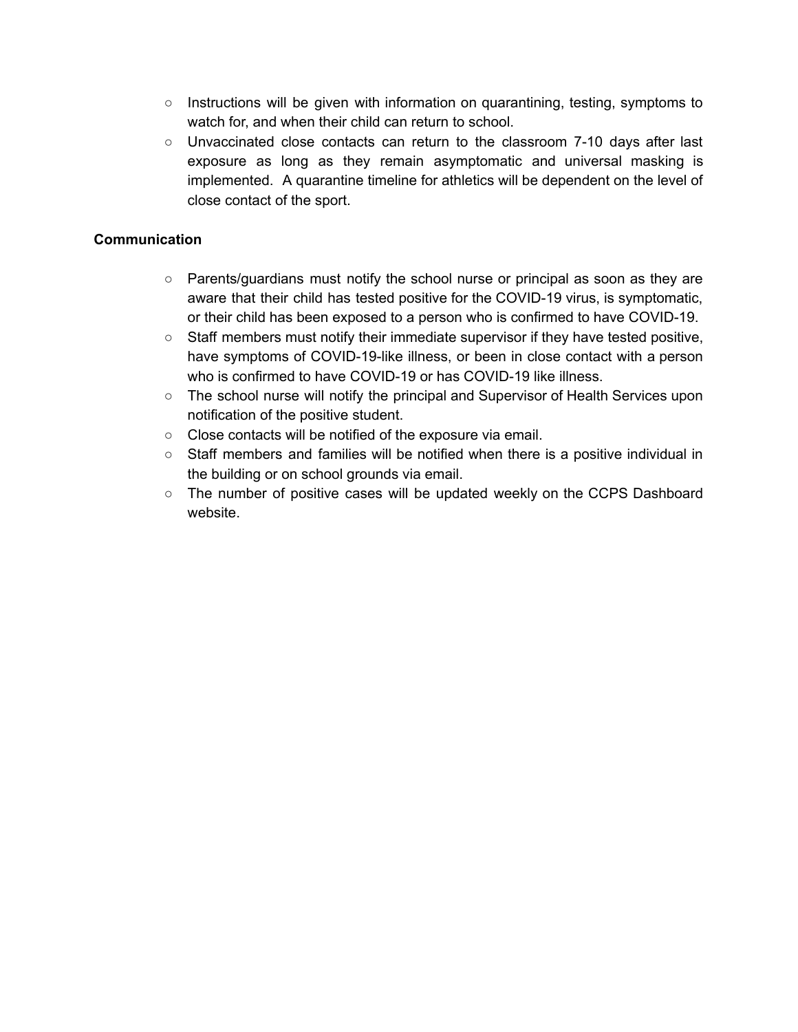- Instructions will be given with information on quarantining, testing, symptoms to watch for, and when their child can return to school.
- Unvaccinated close contacts can return to the classroom 7-10 days after last exposure as long as they remain asymptomatic and universal masking is implemented. A quarantine timeline for athletics will be dependent on the level of close contact of the sport.

**Communication**

- Parents/guardians must notify the school nurse or principal as soon as they are aware that their child has tested positive for the COVID-19 virus, is symptomatic, or their child has been exposed to a person who is confirmed to have COVID-19.
- Staff members must notify their immediate supervisor if they have tested positive, have symptoms of COVID-19-like illness, or been in close contact with a person who is confirmed to have COVID-19 or has COVID-19 like illness.
- The school nurse will notify the principal and Supervisor of Health Services upon notification of the positive student.
- Close contacts will be notified of the exposure via email.
- Staff members and families will be notified when there is a positive individual in the building or on school grounds via email.
- The number of positive cases will be updated weekly on the CCPS Dashboard website.